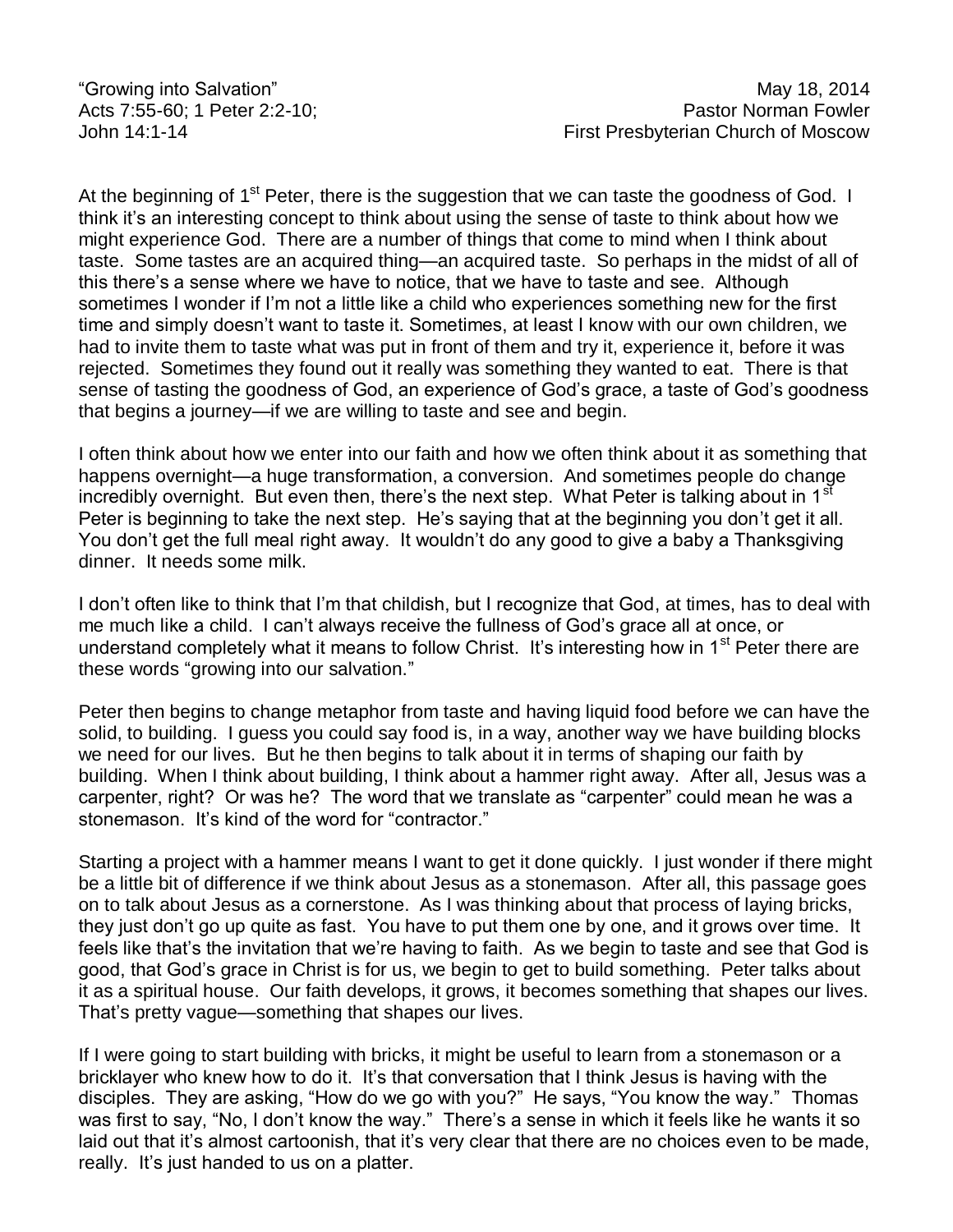“Growing into Salvation” May 18, 2014
Acts 7:55-60; 1 Peter 2:2-10; Pastor Norman Fowler
John 14:1-14 First Presbyterian Church of Moscow

At the beginning of 1st Peter, there is the suggestion that we can taste the goodness of God. I think it’s an interesting concept to think about using the sense of taste to think about how we might experience God. There are a number of things that come to mind when I think about taste. Some tastes are an acquired thing—an acquired taste. So perhaps in the midst of all of this there’s a sense where we have to notice, that we have to taste and see. Although sometimes I wonder if I’m not a little like a child who experiences something new for the first time and simply doesn’t want to taste it. Sometimes, at least I know with our own children, we had to invite them to taste what was put in front of them and try it, experience it, before it was rejected. Sometimes they found out it really was something they wanted to eat. There is that sense of tasting the goodness of God, an experience of God’s grace, a taste of God’s goodness that begins a journey—if we are willing to taste and see and begin.

I often think about how we enter into our faith and how we often think about it as something that happens overnight—a huge transformation, a conversion. And sometimes people do change incredibly overnight. But even then, there’s the next step. What Peter is talking about in 1st Peter is beginning to take the next step. He’s saying that at the beginning you don’t get it all. You don’t get the full meal right away. It wouldn’t do any good to give a baby a Thanksgiving dinner. It needs some milk.

I don’t often like to think that I’m that childish, but I recognize that God, at times, has to deal with me much like a child. I can’t always receive the fullness of God’s grace all at once, or understand completely what it means to follow Christ. It’s interesting how in 1st Peter there are these words “growing into our salvation.”

Peter then begins to change metaphor from taste and having liquid food before we can have the solid, to building. I guess you could say food is, in a way, another way we have building blocks we need for our lives. But he then begins to talk about it in terms of shaping our faith by building. When I think about building, I think about a hammer right away. After all, Jesus was a carpenter, right? Or was he? The word that we translate as “carpenter” could mean he was a stonemason. It’s kind of the word for “contractor.”

Starting a project with a hammer means I want to get it done quickly. I just wonder if there might be a little bit of difference if we think about Jesus as a stonemason. After all, this passage goes on to talk about Jesus as a cornerstone. As I was thinking about that process of laying bricks, they just don’t go up quite as fast. You have to put them one by one, and it grows over time. It feels like that’s the invitation that we’re having to faith. As we begin to taste and see that God is good, that God’s grace in Christ is for us, we begin to get to build something. Peter talks about it as a spiritual house. Our faith develops, it grows, it becomes something that shapes our lives. That’s pretty vague—something that shapes our lives.

If I were going to start building with bricks, it might be useful to learn from a stonemason or a bricklayer who knew how to do it. It’s that conversation that I think Jesus is having with the disciples. They are asking, “How do we go with you?” He says, “You know the way.” Thomas was first to say, “No, I don’t know the way.” There’s a sense in which it feels like he wants it so laid out that it’s almost cartoonish, that it’s very clear that there are no choices even to be made, really. It’s just handed to us on a platter.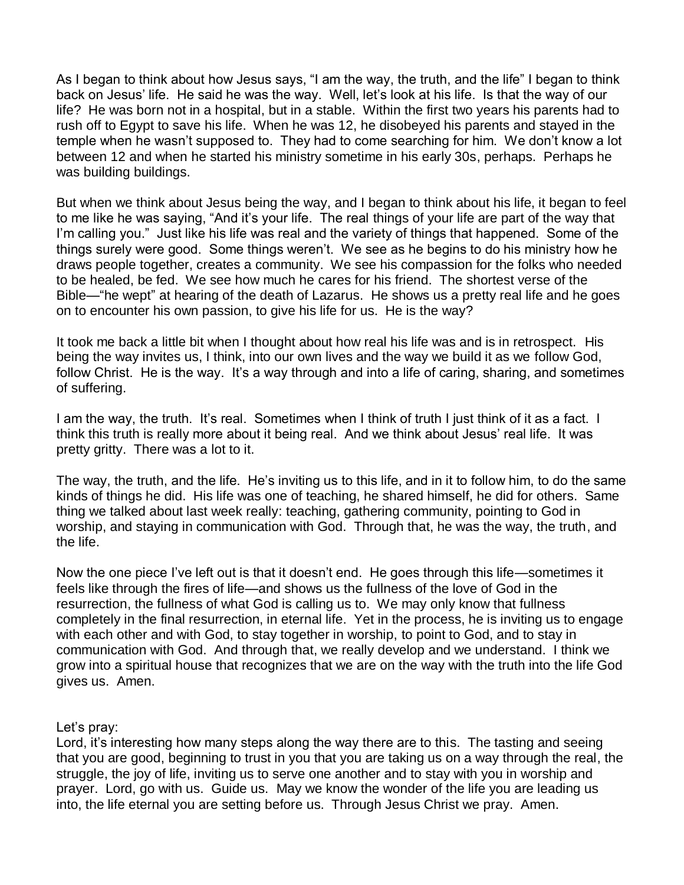As I began to think about how Jesus says, "I am the way, the truth, and the life" I began to think back on Jesus' life. He said he was the way. Well, let's look at his life. Is that the way of our life? He was born not in a hospital, but in a stable. Within the first two years his parents had to rush off to Egypt to save his life. When he was 12, he disobeyed his parents and stayed in the temple when he wasn't supposed to. They had to come searching for him. We don't know a lot between 12 and when he started his ministry sometime in his early 30s, perhaps. Perhaps he was building buildings.

But when we think about Jesus being the way, and I began to think about his life, it began to feel to me like he was saying, "And it's your life. The real things of your life are part of the way that I'm calling you." Just like his life was real and the variety of things that happened. Some of the things surely were good. Some things weren't. We see as he begins to do his ministry how he draws people together, creates a community. We see his compassion for the folks who needed to be healed, be fed. We see how much he cares for his friend. The shortest verse of the Bible—"he wept" at hearing of the death of Lazarus. He shows us a pretty real life and he goes on to encounter his own passion, to give his life for us. He is the way?

It took me back a little bit when I thought about how real his life was and is in retrospect. His being the way invites us, I think, into our own lives and the way we build it as we follow God, follow Christ. He is the way. It's a way through and into a life of caring, sharing, and sometimes of suffering.

I am the way, the truth. It's real. Sometimes when I think of truth I just think of it as a fact. I think this truth is really more about it being real. And we think about Jesus' real life. It was pretty gritty. There was a lot to it.

The way, the truth, and the life. He's inviting us to this life, and in it to follow him, to do the same kinds of things he did. His life was one of teaching, he shared himself, he did for others. Same thing we talked about last week really: teaching, gathering community, pointing to God in worship, and staying in communication with God. Through that, he was the way, the truth, and the life.

Now the one piece I've left out is that it doesn't end. He goes through this life—sometimes it feels like through the fires of life—and shows us the fullness of the love of God in the resurrection, the fullness of what God is calling us to. We may only know that fullness completely in the final resurrection, in eternal life. Yet in the process, he is inviting us to engage with each other and with God, to stay together in worship, to point to God, and to stay in communication with God. And through that, we really develop and we understand. I think we grow into a spiritual house that recognizes that we are on the way with the truth into the life God gives us. Amen.

Let's pray:
Lord, it's interesting how many steps along the way there are to this. The tasting and seeing that you are good, beginning to trust in you that you are taking us on a way through the real, the struggle, the joy of life, inviting us to serve one another and to stay with you in worship and prayer. Lord, go with us. Guide us. May we know the wonder of the life you are leading us into, the life eternal you are setting before us. Through Jesus Christ we pray. Amen.